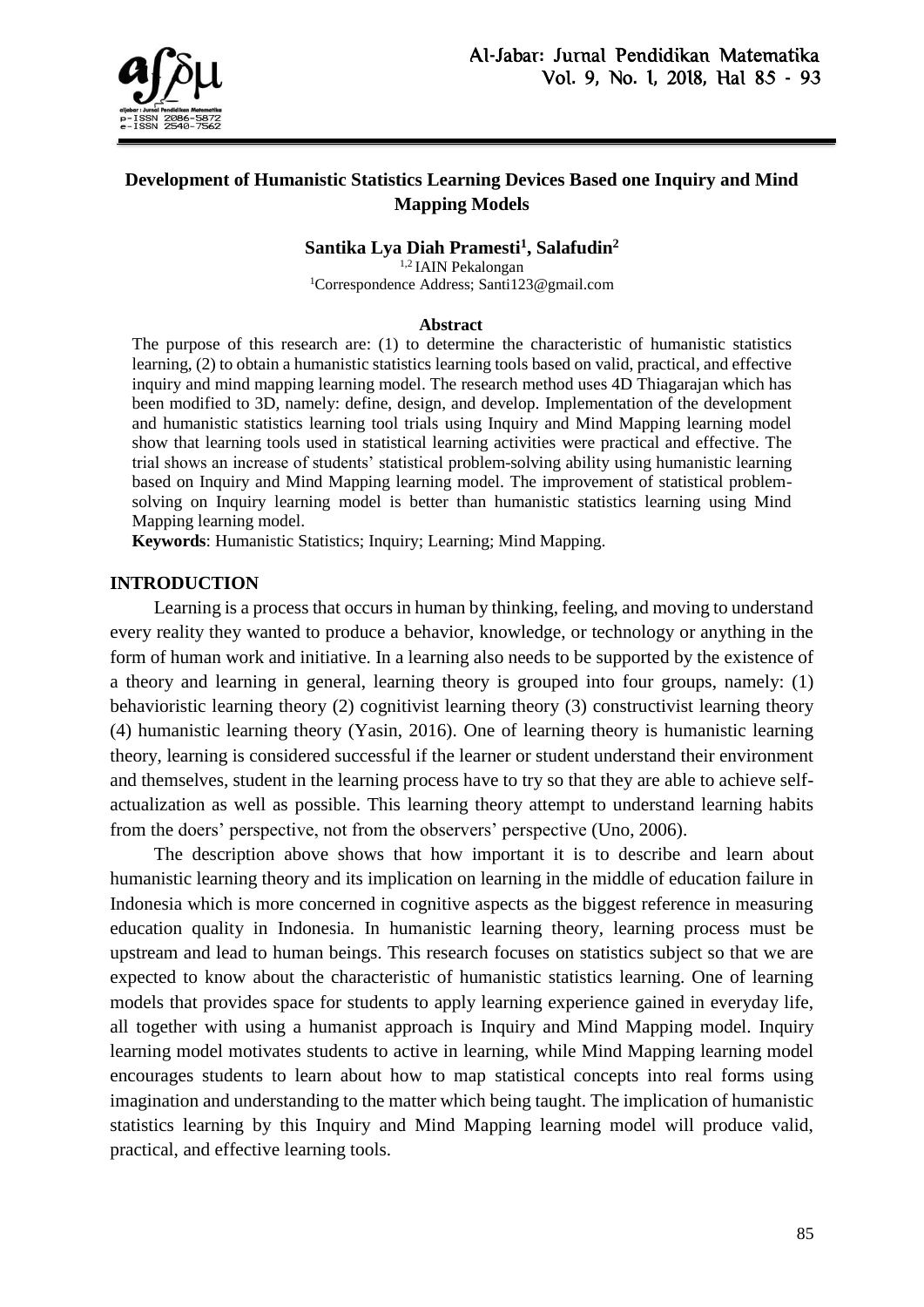# Development of Humanistic Statistics Learning Devices Based one Inquiry and Mind Mapping Models

**Santika Lya Diah Pramesti[1], Salafudin[2]**

[1,2] IAIN Pekalongan

[1]Correspondence Address; Santi123@gmail.com

**Abstract**

The purpose of this research are: (1) to determine the characteristic of humanistic statistics learning, (2) to obtain a humanistic statistics learning tools based on valid, practical, and effective inquiry and mind mapping learning model. The research method uses 4D Thiagarajan which has been modified to 3D, namely: define, design, and develop. Implementation of the development and humanistic statistics learning tool trials using Inquiry and Mind Mapping learning model show that learning tools used in statistical learning activities were practical and effective. The trial shows an increase of students' statistical problem-solving ability using humanistic learning based on Inquiry and Mind Mapping learning model. The improvement of statistical problem-solving on Inquiry learning model is better than humanistic statistics learning using Mind Mapping learning model.

**Keywords**: Humanistic Statistics; Inquiry; Learning; Mind Mapping.

## INTRODUCTION

Learning is a process that occurs in human by thinking, feeling, and moving to understand every reality they wanted to produce a behavior, knowledge, or technology or anything in the form of human work and initiative. In a learning also needs to be supported by the existence of a theory and learning in general, learning theory is grouped into four groups, namely: (1) behavioristic learning theory (2) cognitivist learning theory (3) constructivist learning theory (4) humanistic learning theory (Yasin, 2016). One of learning theory is humanistic learning theory, learning is considered successful if the learner or student understand their environment and themselves, student in the learning process have to try so that they are able to achieve self-actualization as well as possible. This learning theory attempt to understand learning habits from the doers' perspective, not from the observers' perspective (Uno, 2006).

The description above shows that how important it is to describe and learn about humanistic learning theory and its implication on learning in the middle of education failure in Indonesia which is more concerned in cognitive aspects as the biggest reference in measuring education quality in Indonesia. In humanistic learning theory, learning process must be upstream and lead to human beings. This research focuses on statistics subject so that we are expected to know about the characteristic of humanistic statistics learning. One of learning models that provides space for students to apply learning experience gained in everyday life, all together with using a humanist approach is Inquiry and Mind Mapping model. Inquiry learning model motivates students to active in learning, while Mind Mapping learning model encourages students to learn about how to map statistical concepts into real forms using imagination and understanding to the matter which being taught. The implication of humanistic statistics learning by this Inquiry and Mind Mapping learning model will produce valid, practical, and effective learning tools.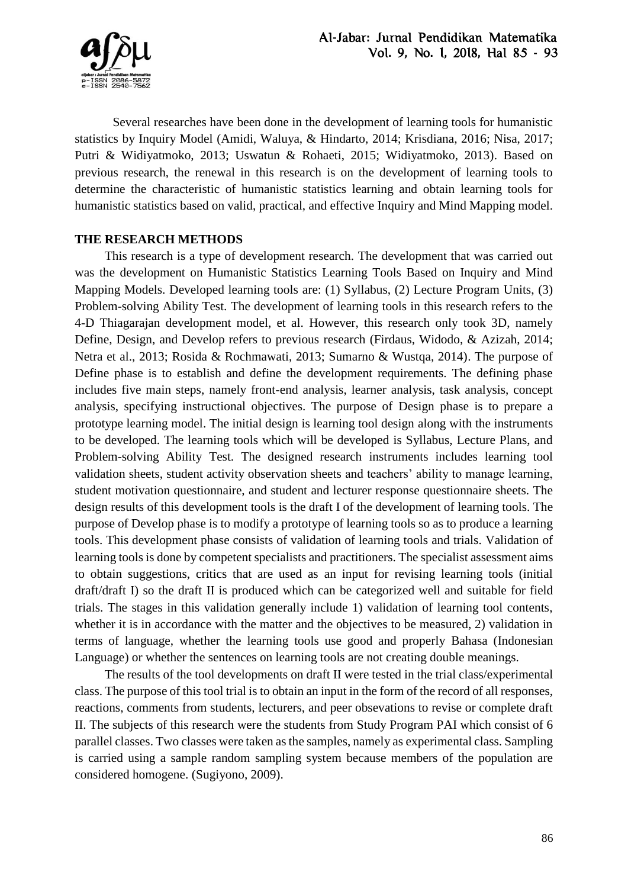Several researches have been done in the development of learning tools for humanistic statistics by Inquiry Model (Amidi, Waluya, & Hindarto, 2014; Krisdiana, 2016; Nisa, 2017; Putri & Widiyatmoko, 2013; Uswatun & Rohaeti, 2015; Widiyatmoko, 2013). Based on previous research, the renewal in this research is on the development of learning tools to determine the characteristic of humanistic statistics learning and obtain learning tools for humanistic statistics based on valid, practical, and effective Inquiry and Mind Mapping model.

## THE RESEARCH METHODS

This research is a type of development research. The development that was carried out was the development on Humanistic Statistics Learning Tools Based on Inquiry and Mind Mapping Models. Developed learning tools are: (1) Syllabus, (2) Lecture Program Units, (3) Problem-solving Ability Test. The development of learning tools in this research refers to the 4-D Thiagarajan development model, et al. However, this research only took 3D, namely Define, Design, and Develop refers to previous research (Firdaus, Widodo, & Azizah, 2014; Netra et al., 2013; Rosida & Rochmawati, 2013; Sumarno & Wustqa, 2014). The purpose of Define phase is to establish and define the development requirements. The defining phase includes five main steps, namely front-end analysis, learner analysis, task analysis, concept analysis, specifying instructional objectives. The purpose of Design phase is to prepare a prototype learning model. The initial design is learning tool design along with the instruments to be developed. The learning tools which will be developed is Syllabus, Lecture Plans, and Problem-solving Ability Test. The designed research instruments includes learning tool validation sheets, student activity observation sheets and teachers' ability to manage learning, student motivation questionnaire, and student and lecturer response questionnaire sheets. The design results of this development tools is the draft I of the development of learning tools. The purpose of Develop phase is to modify a prototype of learning tools so as to produce a learning tools. This development phase consists of validation of learning tools and trials. Validation of learning tools is done by competent specialists and practitioners. The specialist assessment aims to obtain suggestions, critics that are used as an input for revising learning tools (initial draft/draft I) so the draft II is produced which can be categorized well and suitable for field trials. The stages in this validation generally include 1) validation of learning tool contents, whether it is in accordance with the matter and the objectives to be measured, 2) validation in terms of language, whether the learning tools use good and properly Bahasa (Indonesian Language) or whether the sentences on learning tools are not creating double meanings.

The results of the tool developments on draft II were tested in the trial class/experimental class. The purpose of this tool trial is to obtain an input in the form of the record of all responses, reactions, comments from students, lecturers, and peer obsevations to revise or complete draft II. The subjects of this research were the students from Study Program PAI which consist of 6 parallel classes. Two classes were taken as the samples, namely as experimental class. Sampling is carried using a sample random sampling system because members of the population are considered homogene. (Sugiyono, 2009).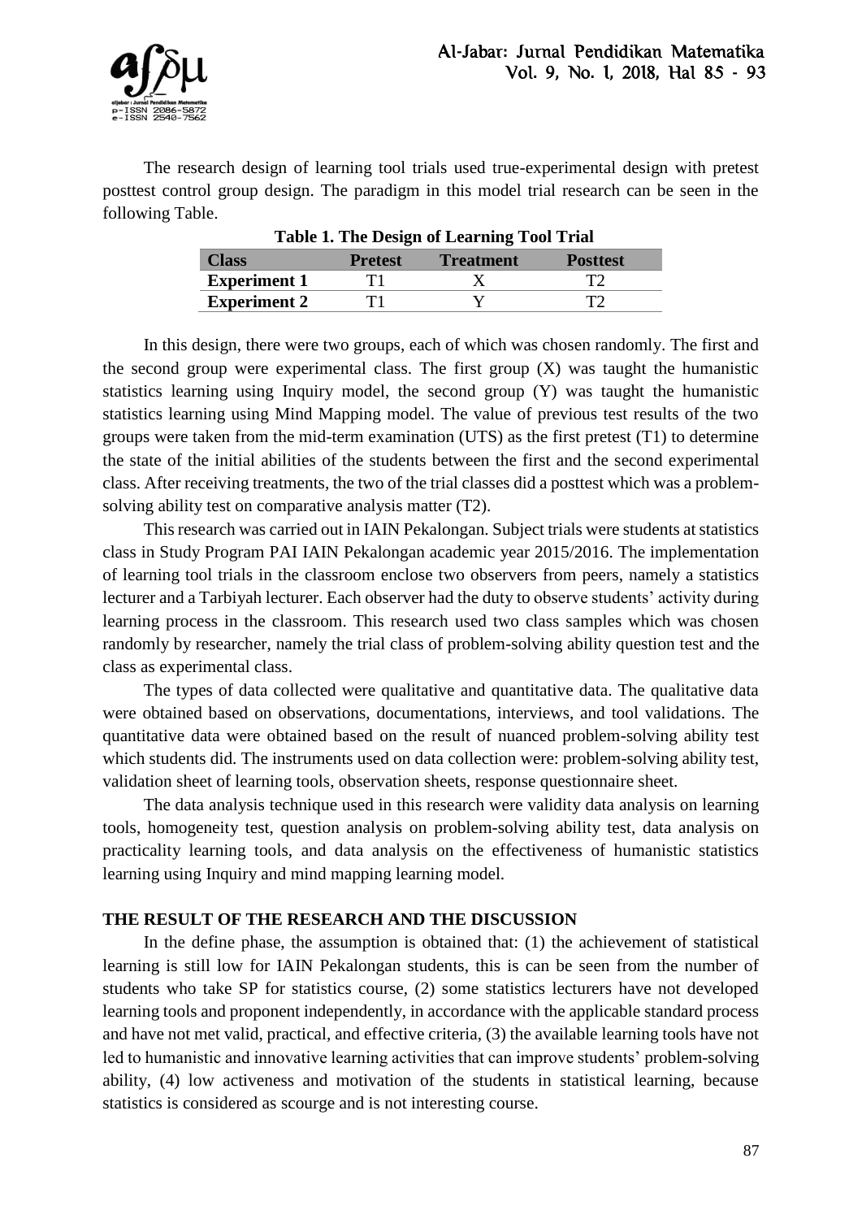The research design of learning tool trials used true-experimental design with pretest posttest control group design. The paradigm in this model trial research can be seen in the following Table.

**Table 1. The Design of Learning Tool Trial**

| Class | Pretest | Treatment | Posttest |
|---|---|---|---|
| **Experiment 1** | T1 | X | T2 |
| **Experiment 2** | T1 | Y | T2 |

In this design, there were two groups, each of which was chosen randomly. The first and the second group were experimental class. The first group (X) was taught the humanistic statistics learning using Inquiry model, the second group (Y) was taught the humanistic statistics learning using Mind Mapping model. The value of previous test results of the two groups were taken from the mid-term examination (UTS) as the first pretest (T1) to determine the state of the initial abilities of the students between the first and the second experimental class. After receiving treatments, the two of the trial classes did a posttest which was a problem-solving ability test on comparative analysis matter (T2).

This research was carried out in IAIN Pekalongan. Subject trials were students at statistics class in Study Program PAI IAIN Pekalongan academic year 2015/2016. The implementation of learning tool trials in the classroom enclose two observers from peers, namely a statistics lecturer and a Tarbiyah lecturer. Each observer had the duty to observe students' activity during learning process in the classroom. This research used two class samples which was chosen randomly by researcher, namely the trial class of problem-solving ability question test and the class as experimental class.

The types of data collected were qualitative and quantitative data. The qualitative data were obtained based on observations, documentations, interviews, and tool validations. The quantitative data were obtained based on the result of nuanced problem-solving ability test which students did. The instruments used on data collection were: problem-solving ability test, validation sheet of learning tools, observation sheets, response questionnaire sheet.

The data analysis technique used in this research were validity data analysis on learning tools, homogeneity test, question analysis on problem-solving ability test, data analysis on practicality learning tools, and data analysis on the effectiveness of humanistic statistics learning using Inquiry and mind mapping learning model.

## THE RESULT OF THE RESEARCH AND THE DISCUSSION

In the define phase, the assumption is obtained that: (1) the achievement of statistical learning is still low for IAIN Pekalongan students, this is can be seen from the number of students who take SP for statistics course, (2) some statistics lecturers have not developed learning tools and proponent independently, in accordance with the applicable standard process and have not met valid, practical, and effective criteria, (3) the available learning tools have not led to humanistic and innovative learning activities that can improve students' problem-solving ability, (4) low activeness and motivation of the students in statistical learning, because statistics is considered as scourge and is not interesting course.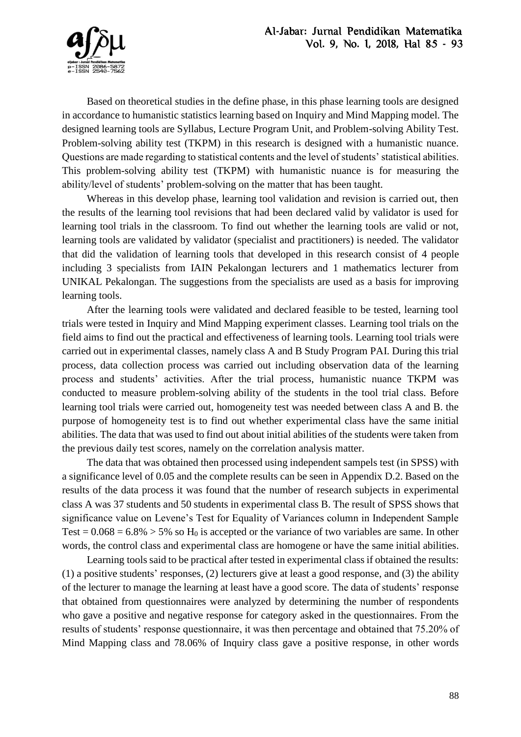Based on theoretical studies in the define phase, in this phase learning tools are designed in accordance to humanistic statistics learning based on Inquiry and Mind Mapping model. The designed learning tools are Syllabus, Lecture Program Unit, and Problem-solving Ability Test. Problem-solving ability test (TKPM) in this research is designed with a humanistic nuance. Questions are made regarding to statistical contents and the level of students' statistical abilities. This problem-solving ability test (TKPM) with humanistic nuance is for measuring the ability/level of students' problem-solving on the matter that has been taught.

Whereas in this develop phase, learning tool validation and revision is carried out, then the results of the learning tool revisions that had been declared valid by validator is used for learning tool trials in the classroom. To find out whether the learning tools are valid or not, learning tools are validated by validator (specialist and practitioners) is needed. The validator that did the validation of learning tools that developed in this research consist of 4 people including 3 specialists from IAIN Pekalongan lecturers and 1 mathematics lecturer from UNIKAL Pekalongan. The suggestions from the specialists are used as a basis for improving learning tools.

After the learning tools were validated and declared feasible to be tested, learning tool trials were tested in Inquiry and Mind Mapping experiment classes. Learning tool trials on the field aims to find out the practical and effectiveness of learning tools. Learning tool trials were carried out in experimental classes, namely class A and B Study Program PAI. During this trial process, data collection process was carried out including observation data of the learning process and students' activities. After the trial process, humanistic nuance TKPM was conducted to measure problem-solving ability of the students in the tool trial class. Before learning tool trials were carried out, homogeneity test was needed between class A and B. the purpose of homogeneity test is to find out whether experimental class have the same initial abilities. The data that was used to find out about initial abilities of the students were taken from the previous daily test scores, namely on the correlation analysis matter.

The data that was obtained then processed using independent sampels test (in SPSS) with a significance level of 0.05 and the complete results can be seen in Appendix D.2. Based on the results of the data process it was found that the number of research subjects in experimental class A was 37 students and 50 students in experimental class B. The result of SPSS shows that significance value on Levene's Test for Equality of Variances column in Independent Sample Test $= 0.068 = 6.8\% > 5\%$ so $H_0$ is accepted or the variance of two variables are same. In other words, the control class and experimental class are homogene or have the same initial abilities.

Learning tools said to be practical after tested in experimental class if obtained the results: (1) a positive students' responses, (2) lecturers give at least a good response, and (3) the ability of the lecturer to manage the learning at least have a good score. The data of students' response that obtained from questionnaires were analyzed by determining the number of respondents who gave a positive and negative response for category asked in the questionnaires. From the results of students' response questionnaire, it was then percentage and obtained that 75.20% of Mind Mapping class and 78.06% of Inquiry class gave a positive response, in other words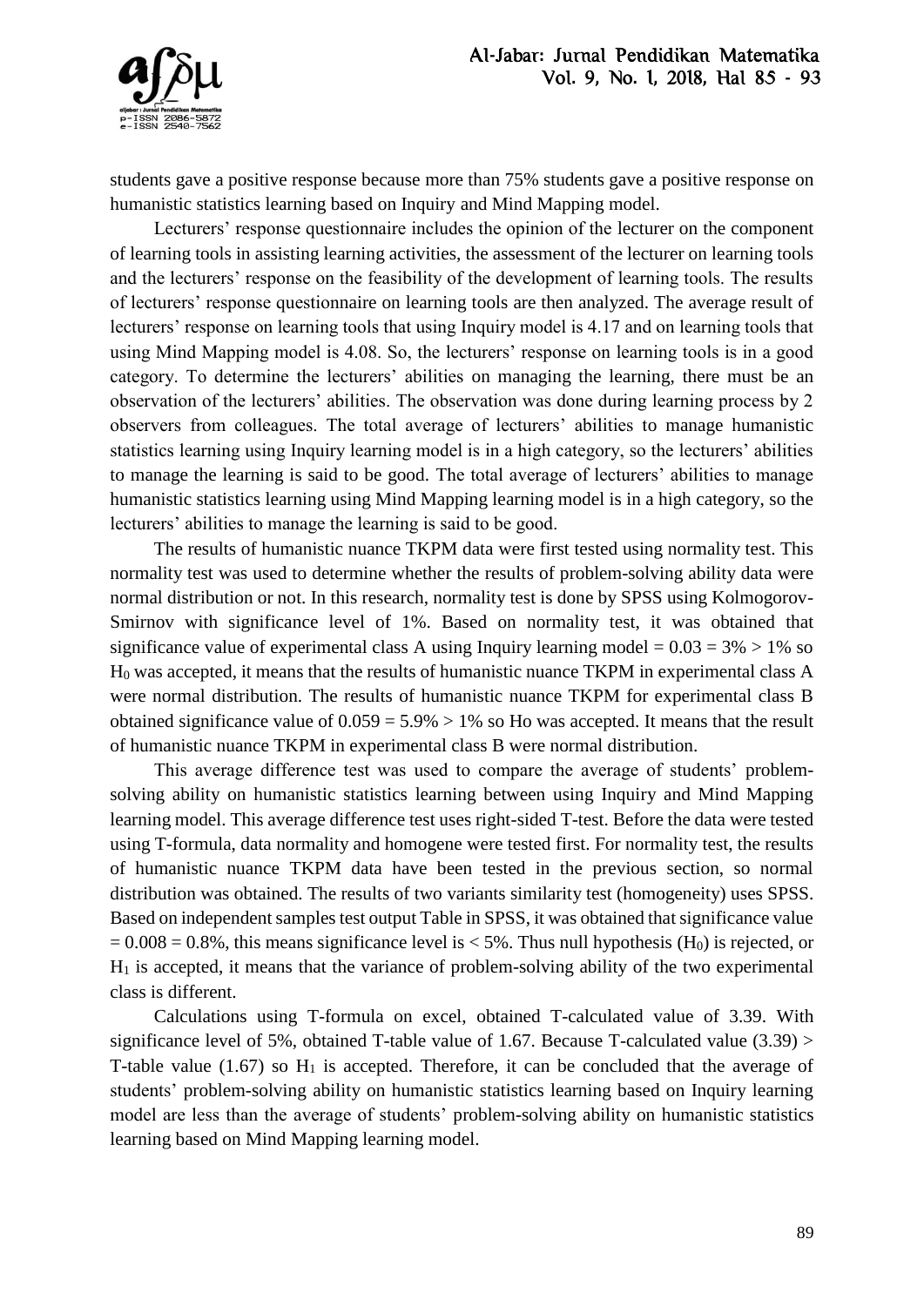students gave a positive response because more than 75% students gave a positive response on humanistic statistics learning based on Inquiry and Mind Mapping model.

Lecturers' response questionnaire includes the opinion of the lecturer on the component of learning tools in assisting learning activities, the assessment of the lecturer on learning tools and the lecturers' response on the feasibility of the development of learning tools. The results of lecturers' response questionnaire on learning tools are then analyzed. The average result of lecturers' response on learning tools that using Inquiry model is 4.17 and on learning tools that using Mind Mapping model is 4.08. So, the lecturers' response on learning tools is in a good category. To determine the lecturers' abilities on managing the learning, there must be an observation of the lecturers' abilities. The observation was done during learning process by 2 observers from colleagues. The total average of lecturers' abilities to manage humanistic statistics learning using Inquiry learning model is in a high category, so the lecturers' abilities to manage the learning is said to be good. The total average of lecturers' abilities to manage humanistic statistics learning using Mind Mapping learning model is in a high category, so the lecturers' abilities to manage the learning is said to be good.

The results of humanistic nuance TKPM data were first tested using normality test. This normality test was used to determine whether the results of problem-solving ability data were normal distribution or not. In this research, normality test is done by SPSS using Kolmogorov-Smirnov with significance level of 1%. Based on normality test, it was obtained that significance value of experimental class A using Inquiry learning model = 0.03 = 3% > 1% so $H_0$ was accepted, it means that the results of humanistic nuance TKPM in experimental class A were normal distribution. The results of humanistic nuance TKPM for experimental class B obtained significance value of 0.059 = 5.9% > 1% so Ho was accepted. It means that the result of humanistic nuance TKPM in experimental class B were normal distribution.

This average difference test was used to compare the average of students' problem-solving ability on humanistic statistics learning between using Inquiry and Mind Mapping learning model. This average difference test uses right-sided T-test. Before the data were tested using T-formula, data normality and homogene were tested first. For normality test, the results of humanistic nuance TKPM data have been tested in the previous section, so normal distribution was obtained. The results of two variants similarity test (homogeneity) uses SPSS. Based on independent samples test output Table in SPSS, it was obtained that significance value = 0.008 = 0.8%, this means significance level is < 5%. Thus null hypothesis ($H_0$) is rejected, or $H_1$ is accepted, it means that the variance of problem-solving ability of the two experimental class is different.

Calculations using T-formula on excel, obtained T-calculated value of 3.39. With significance level of 5%, obtained T-table value of 1.67. Because T-calculated value (3.39) > T-table value (1.67) so $H_1$ is accepted. Therefore, it can be concluded that the average of students' problem-solving ability on humanistic statistics learning based on Inquiry learning model are less than the average of students' problem-solving ability on humanistic statistics learning based on Mind Mapping learning model.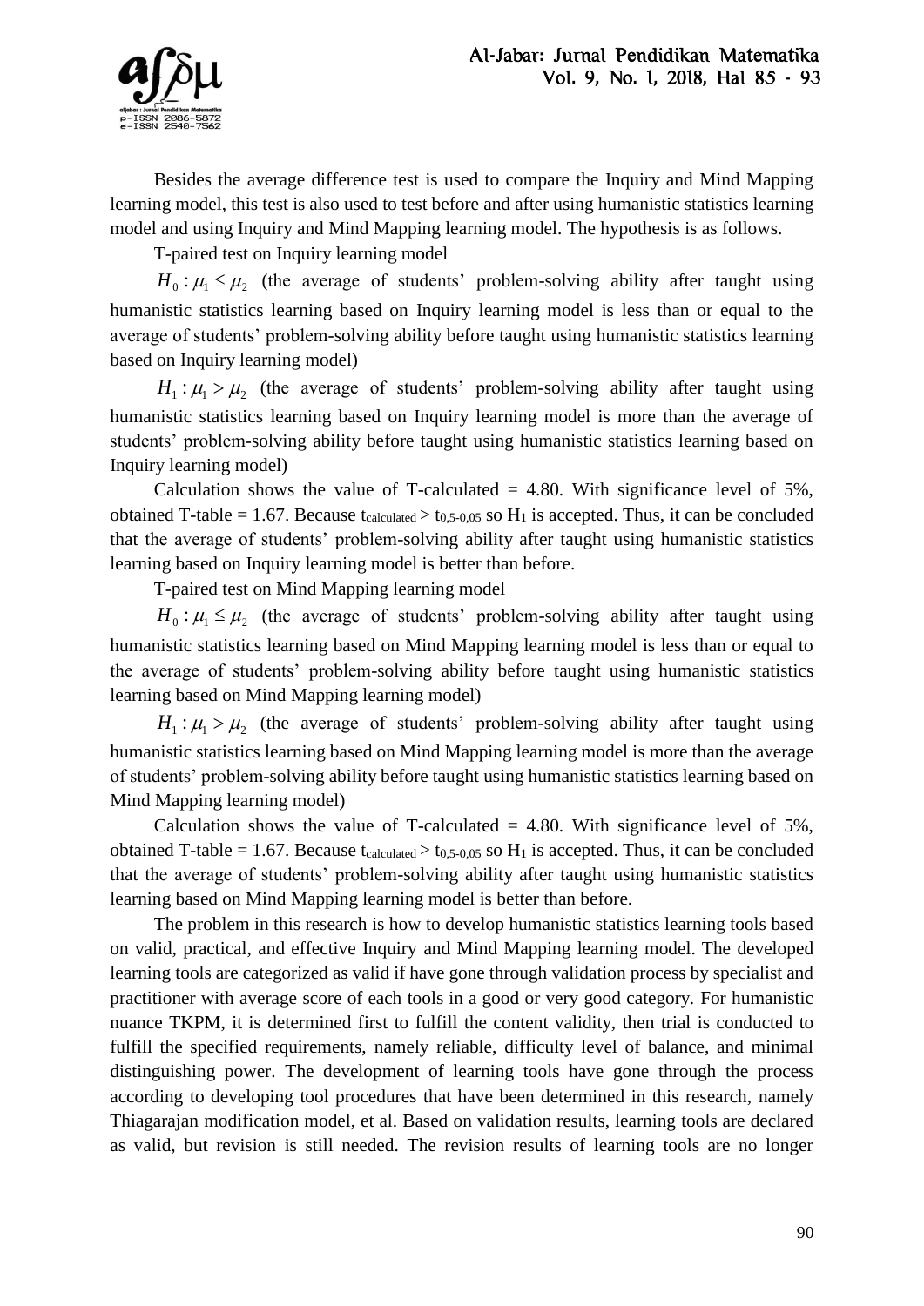Besides the average difference test is used to compare the Inquiry and Mind Mapping learning model, this test is also used to test before and after using humanistic statistics learning model and using Inquiry and Mind Mapping learning model. The hypothesis is as follows.

T-paired test on Inquiry learning model

$H_0 : \mu_1 \leq \mu_2$ (the average of students' problem-solving ability after taught using humanistic statistics learning based on Inquiry learning model is less than or equal to the average of students' problem-solving ability before taught using humanistic statistics learning based on Inquiry learning model)

$H_1 : \mu_1 > \mu_2$ (the average of students' problem-solving ability after taught using humanistic statistics learning based on Inquiry learning model is more than the average of students' problem-solving ability before taught using humanistic statistics learning based on Inquiry learning model)

Calculation shows the value of T-calculated = 4.80. With significance level of 5%, obtained T-table = 1.67. Because $t_{calculated} > t_{0,5-0,05}$ so $H_1$ is accepted. Thus, it can be concluded that the average of students' problem-solving ability after taught using humanistic statistics learning based on Inquiry learning model is better than before.

T-paired test on Mind Mapping learning model

$H_0 : \mu_1 \leq \mu_2$ (the average of students' problem-solving ability after taught using humanistic statistics learning based on Mind Mapping learning model is less than or equal to the average of students' problem-solving ability before taught using humanistic statistics learning based on Mind Mapping learning model)

$H_1 : \mu_1 > \mu_2$ (the average of students' problem-solving ability after taught using humanistic statistics learning based on Mind Mapping learning model is more than the average of students' problem-solving ability before taught using humanistic statistics learning based on Mind Mapping learning model)

Calculation shows the value of T-calculated = 4.80. With significance level of 5%, obtained T-table = 1.67. Because $t_{calculated} > t_{0,5-0,05}$ so $H_1$ is accepted. Thus, it can be concluded that the average of students' problem-solving ability after taught using humanistic statistics learning based on Mind Mapping learning model is better than before.

The problem in this research is how to develop humanistic statistics learning tools based on valid, practical, and effective Inquiry and Mind Mapping learning model. The developed learning tools are categorized as valid if have gone through validation process by specialist and practitioner with average score of each tools in a good or very good category. For humanistic nuance TKPM, it is determined first to fulfill the content validity, then trial is conducted to fulfill the specified requirements, namely reliable, difficulty level of balance, and minimal distinguishing power. The development of learning tools have gone through the process according to developing tool procedures that have been determined in this research, namely Thiagarajan modification model, et al. Based on validation results, learning tools are declared as valid, but revision is still needed. The revision results of learning tools are no longer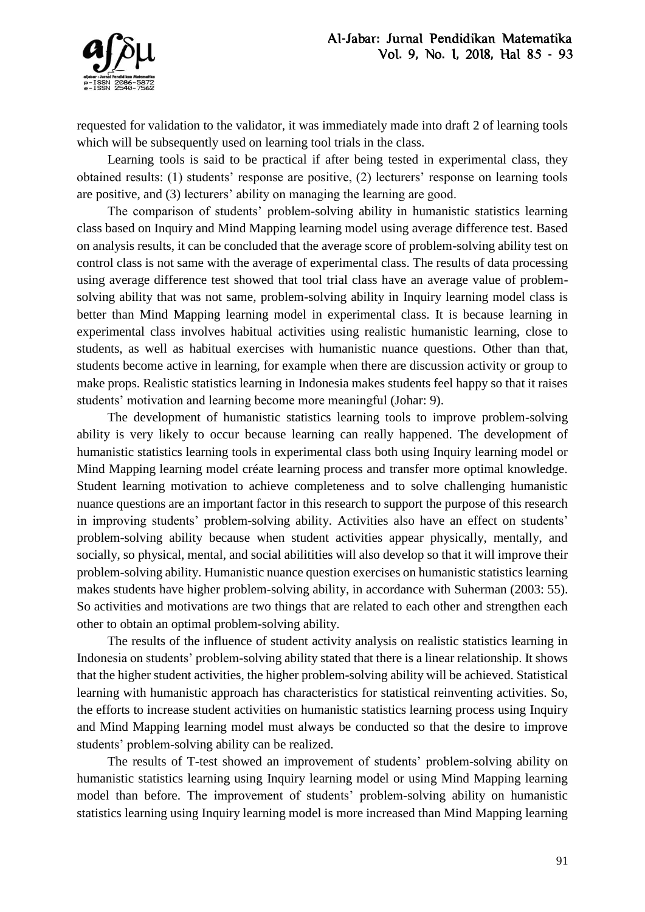requested for validation to the validator, it was immediately made into draft 2 of learning tools which will be subsequently used on learning tool trials in the class.

Learning tools is said to be practical if after being tested in experimental class, they obtained results: (1) students' response are positive, (2) lecturers' response on learning tools are positive, and (3) lecturers' ability on managing the learning are good.

The comparison of students' problem-solving ability in humanistic statistics learning class based on Inquiry and Mind Mapping learning model using average difference test. Based on analysis results, it can be concluded that the average score of problem-solving ability test on control class is not same with the average of experimental class. The results of data processing using average difference test showed that tool trial class have an average value of problem-solving ability that was not same, problem-solving ability in Inquiry learning model class is better than Mind Mapping learning model in experimental class. It is because learning in experimental class involves habitual activities using realistic humanistic learning, close to students, as well as habitual exercises with humanistic nuance questions. Other than that, students become active in learning, for example when there are discussion activity or group to make props. Realistic statistics learning in Indonesia makes students feel happy so that it raises students' motivation and learning become more meaningful (Johar: 9).

The development of humanistic statistics learning tools to improve problem-solving ability is very likely to occur because learning can really happened. The development of humanistic statistics learning tools in experimental class both using Inquiry learning model or Mind Mapping learning model créate learning process and transfer more optimal knowledge. Student learning motivation to achieve completeness and to solve challenging humanistic nuance questions are an important factor in this research to support the purpose of this research in improving students' problem-solving ability. Activities also have an effect on students' problem-solving ability because when student activities appear physically, mentally, and socially, so physical, mental, and social abilitities will also develop so that it will improve their problem-solving ability. Humanistic nuance question exercises on humanistic statistics learning makes students have higher problem-solving ability, in accordance with Suherman (2003: 55). So activities and motivations are two things that are related to each other and strengthen each other to obtain an optimal problem-solving ability.

The results of the influence of student activity analysis on realistic statistics learning in Indonesia on students' problem-solving ability stated that there is a linear relationship. It shows that the higher student activities, the higher problem-solving ability will be achieved. Statistical learning with humanistic approach has characteristics for statistical reinventing activities. So, the efforts to increase student activities on humanistic statistics learning process using Inquiry and Mind Mapping learning model must always be conducted so that the desire to improve students' problem-solving ability can be realized.

The results of T-test showed an improvement of students' problem-solving ability on humanistic statistics learning using Inquiry learning model or using Mind Mapping learning model than before. The improvement of students' problem-solving ability on humanistic statistics learning using Inquiry learning model is more increased than Mind Mapping learning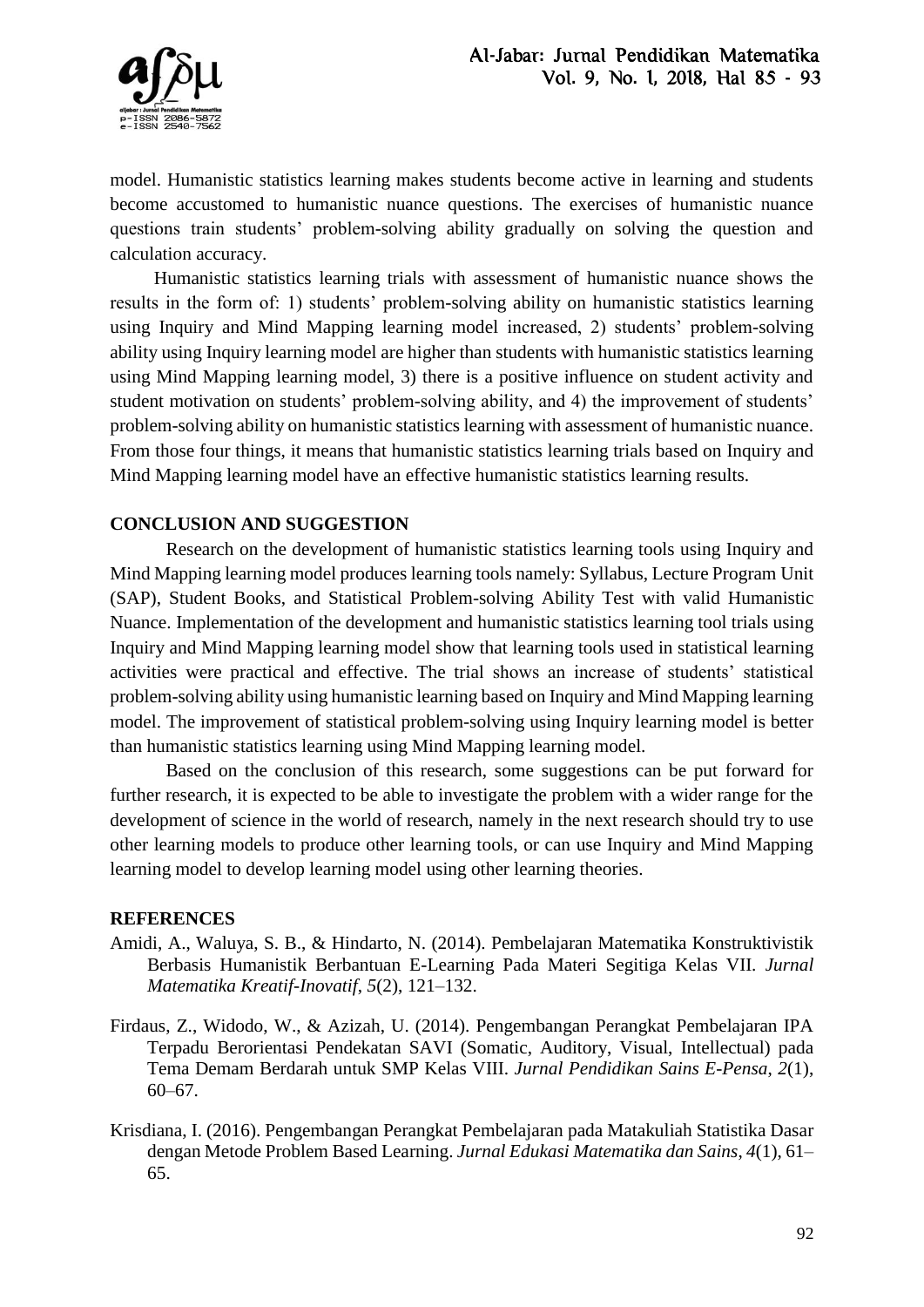model. Humanistic statistics learning makes students become active in learning and students become accustomed to humanistic nuance questions. The exercises of humanistic nuance questions train students' problem-solving ability gradually on solving the question and calculation accuracy.

Humanistic statistics learning trials with assessment of humanistic nuance shows the results in the form of: 1) students' problem-solving ability on humanistic statistics learning using Inquiry and Mind Mapping learning model increased, 2) students' problem-solving ability using Inquiry learning model are higher than students with humanistic statistics learning using Mind Mapping learning model, 3) there is a positive influence on student activity and student motivation on students' problem-solving ability, and 4) the improvement of students' problem-solving ability on humanistic statistics learning with assessment of humanistic nuance. From those four things, it means that humanistic statistics learning trials based on Inquiry and Mind Mapping learning model have an effective humanistic statistics learning results.

## CONCLUSION AND SUGGESTION

Research on the development of humanistic statistics learning tools using Inquiry and Mind Mapping learning model produces learning tools namely: Syllabus, Lecture Program Unit (SAP), Student Books, and Statistical Problem-solving Ability Test with valid Humanistic Nuance. Implementation of the development and humanistic statistics learning tool trials using Inquiry and Mind Mapping learning model show that learning tools used in statistical learning activities were practical and effective. The trial shows an increase of students' statistical problem-solving ability using humanistic learning based on Inquiry and Mind Mapping learning model. The improvement of statistical problem-solving using Inquiry learning model is better than humanistic statistics learning using Mind Mapping learning model.

Based on the conclusion of this research, some suggestions can be put forward for further research, it is expected to be able to investigate the problem with a wider range for the development of science in the world of research, namely in the next research should try to use other learning models to produce other learning tools, or can use Inquiry and Mind Mapping learning model to develop learning model using other learning theories.

## REFERENCES

Amidi, A., Waluya, S. B., & Hindarto, N. (2014). Pembelajaran Matematika Konstruktivistik Berbasis Humanistik Berbantuan E-Learning Pada Materi Segitiga Kelas VII. *Jurnal Matematika Kreatif-Inovatif*, *5*(2), 121–132.

Firdaus, Z., Widodo, W., & Azizah, U. (2014). Pengembangan Perangkat Pembelajaran IPA Terpadu Berorientasi Pendekatan SAVI (Somatic, Auditory, Visual, Intellectual) pada Tema Demam Berdarah untuk SMP Kelas VIII. *Jurnal Pendidikan Sains E-Pensa*, *2*(1), 60–67.

Krisdiana, I. (2016). Pengembangan Perangkat Pembelajaran pada Matakuliah Statistika Dasar dengan Metode Problem Based Learning. *Jurnal Edukasi Matematika dan Sains*, *4*(1), 61–65.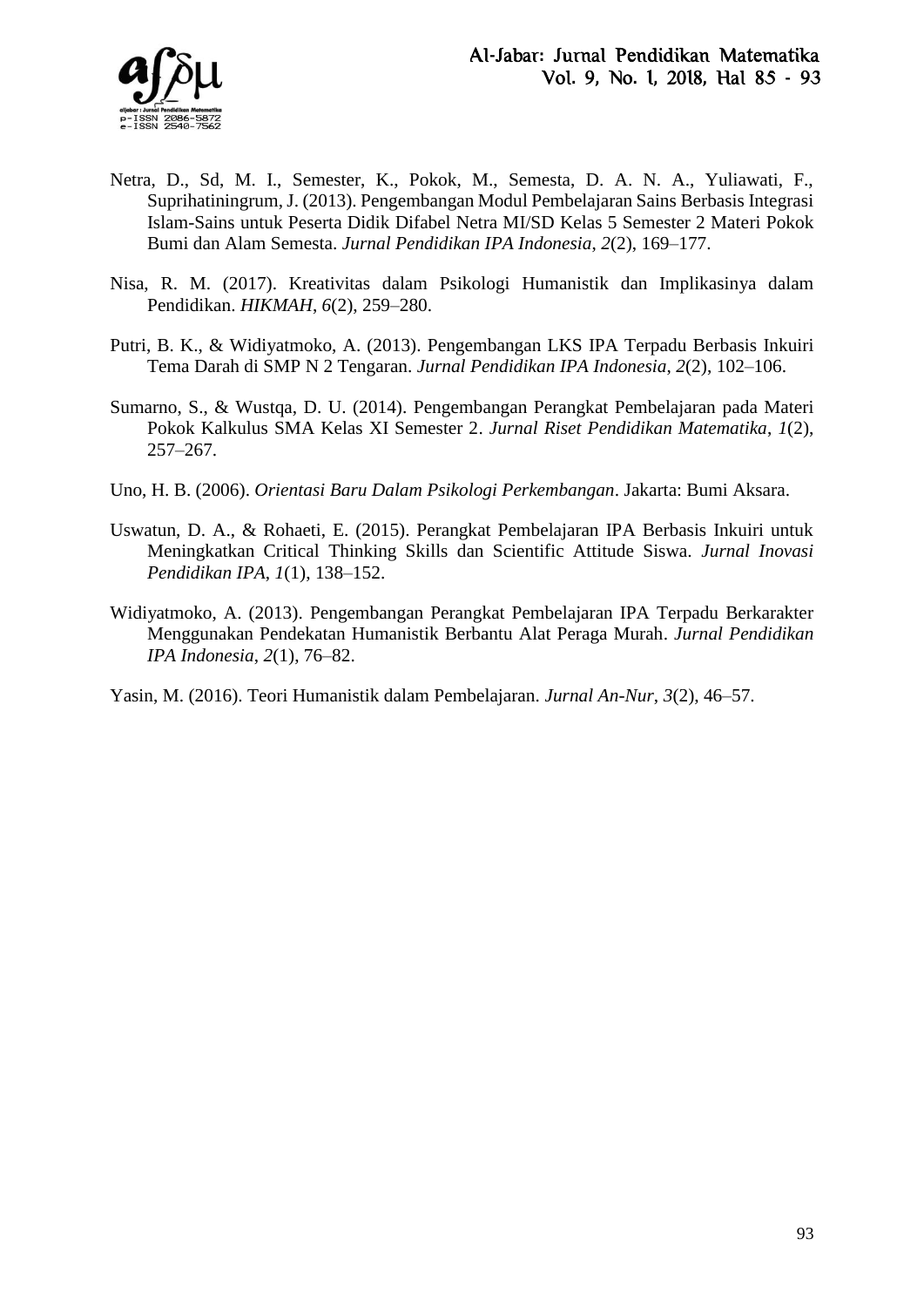Netra, D., Sd, M. I., Semester, K., Pokok, M., Semesta, D. A. N. A., Yuliawati, F., Suprihatiningrum, J. (2013). Pengembangan Modul Pembelajaran Sains Berbasis Integrasi Islam-Sains untuk Peserta Didik Difabel Netra MI/SD Kelas 5 Semester 2 Materi Pokok Bumi dan Alam Semesta. *Jurnal Pendidikan IPA Indonesia*, *2*(2), 169–177.

Nisa, R. M. (2017). Kreativitas dalam Psikologi Humanistik dan Implikasinya dalam Pendidikan. *HIKMAH*, *6*(2), 259–280.

Putri, B. K., & Widiyatmoko, A. (2013). Pengembangan LKS IPA Terpadu Berbasis Inkuiri Tema Darah di SMP N 2 Tengaran. *Jurnal Pendidikan IPA Indonesia*, *2*(2), 102–106.

Sumarno, S., & Wustqa, D. U. (2014). Pengembangan Perangkat Pembelajaran pada Materi Pokok Kalkulus SMA Kelas XI Semester 2. *Jurnal Riset Pendidikan Matematika*, *1*(2), 257–267.

Uno, H. B. (2006). *Orientasi Baru Dalam Psikologi Perkembangan*. Jakarta: Bumi Aksara.

Uswatun, D. A., & Rohaeti, E. (2015). Perangkat Pembelajaran IPA Berbasis Inkuiri untuk Meningkatkan Critical Thinking Skills dan Scientific Attitude Siswa. *Jurnal Inovasi Pendidikan IPA*, *1*(1), 138–152.

Widiyatmoko, A. (2013). Pengembangan Perangkat Pembelajaran IPA Terpadu Berkarakter Menggunakan Pendekatan Humanistik Berbantu Alat Peraga Murah. *Jurnal Pendidikan IPA Indonesia*, *2*(1), 76–82.

Yasin, M. (2016). Teori Humanistik dalam Pembelajaran. *Jurnal An-Nur*, *3*(2), 46–57.